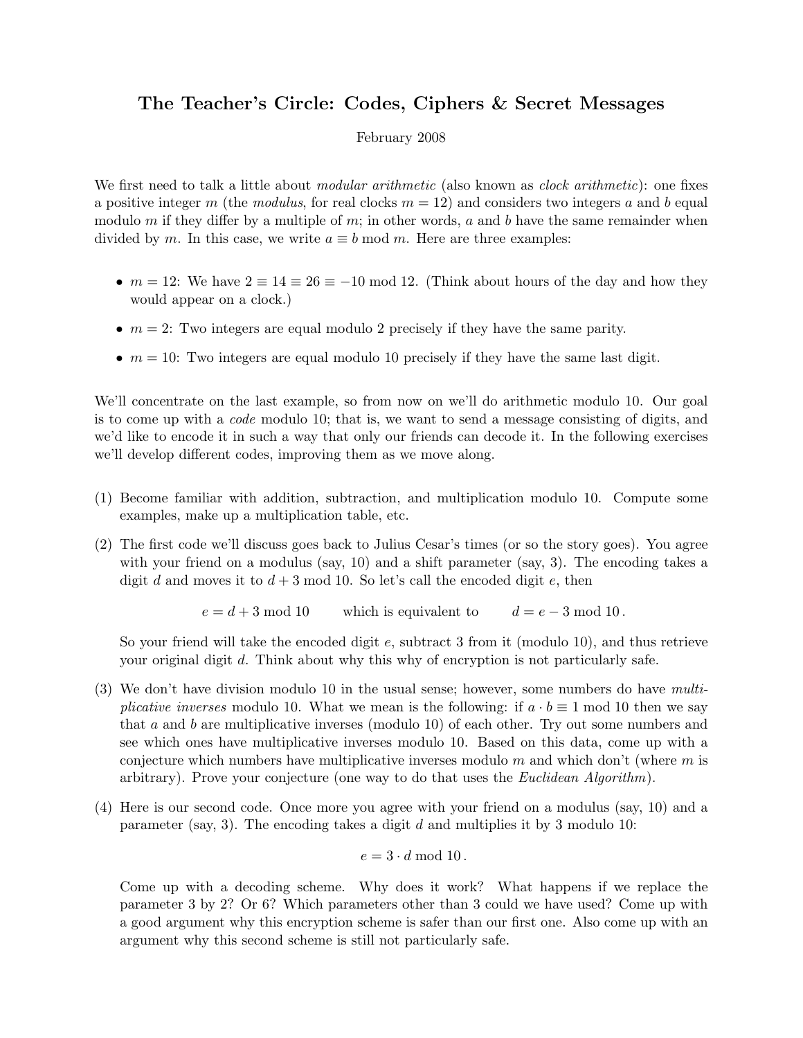# The Teacher's Circle: Codes, Ciphers & Secret Messages

February 2008

We first need to talk a little about *modular arithmetic* (also known as *clock arithmetic*): one fixes a positive integer $m$ (the *modulus*, for real clocks $m = 12$) and considers two integers $a$ and $b$ equal modulo $m$ if they differ by a multiple of $m$; in other words, $a$ and $b$ have the same remainder when divided by $m$. In this case, we write $a \equiv b \bmod m$. Here are three examples:

- $m = 12$: We have $2 \equiv 14 \equiv 26 \equiv -10 \bmod 12$. (Think about hours of the day and how they would appear on a clock.)
- $m = 2$: Two integers are equal modulo 2 precisely if they have the same parity.
- $m = 10$: Two integers are equal modulo 10 precisely if they have the same last digit.

We'll concentrate on the last example, so from now on we'll do arithmetic modulo 10. Our goal is to come up with a *code* modulo 10; that is, we want to send a message consisting of digits, and we'd like to encode it in such a way that only our friends can decode it. In the following exercises we'll develop different codes, improving them as we move along.

(1) Become familiar with addition, subtraction, and multiplication modulo 10. Compute some examples, make up a multiplication table, etc.

(2) The first code we'll discuss goes back to Julius Cesar's times (or so the story goes). You agree with your friend on a modulus (say, 10) and a shift parameter (say, 3). The encoding takes a digit $d$ and moves it to $d + 3 \bmod 10$. So let's call the encoded digit $e$, then

$$e = d + 3 \bmod 10 \qquad \text{which is equivalent to} \qquad d = e - 3 \bmod 10\,.$$

So your friend will take the encoded digit $e$, subtract 3 from it (modulo 10), and thus retrieve your original digit $d$. Think about why this why of encryption is not particularly safe.

(3) We don't have division modulo 10 in the usual sense; however, some numbers do have *multiplicative inverses* modulo 10. What we mean is the following: if $a \cdot b \equiv 1 \bmod 10$ then we say that $a$ and $b$ are multiplicative inverses (modulo 10) of each other. Try out some numbers and see which ones have multiplicative inverses modulo 10. Based on this data, come up with a conjecture which numbers have multiplicative inverses modulo $m$ and which don't (where $m$ is arbitrary). Prove your conjecture (one way to do that uses the *Euclidean Algorithm*).

(4) Here is our second code. Once more you agree with your friend on a modulus (say, 10) and a parameter (say, 3). The encoding takes a digit $d$ and multiplies it by 3 modulo 10:

$$e = 3 \cdot d \bmod 10\,.$$

Come up with a decoding scheme. Why does it work? What happens if we replace the parameter 3 by 2? Or 6? Which parameters other than 3 could we have used? Come up with a good argument why this encryption scheme is safer than our first one. Also come up with an argument why this second scheme is still not particularly safe.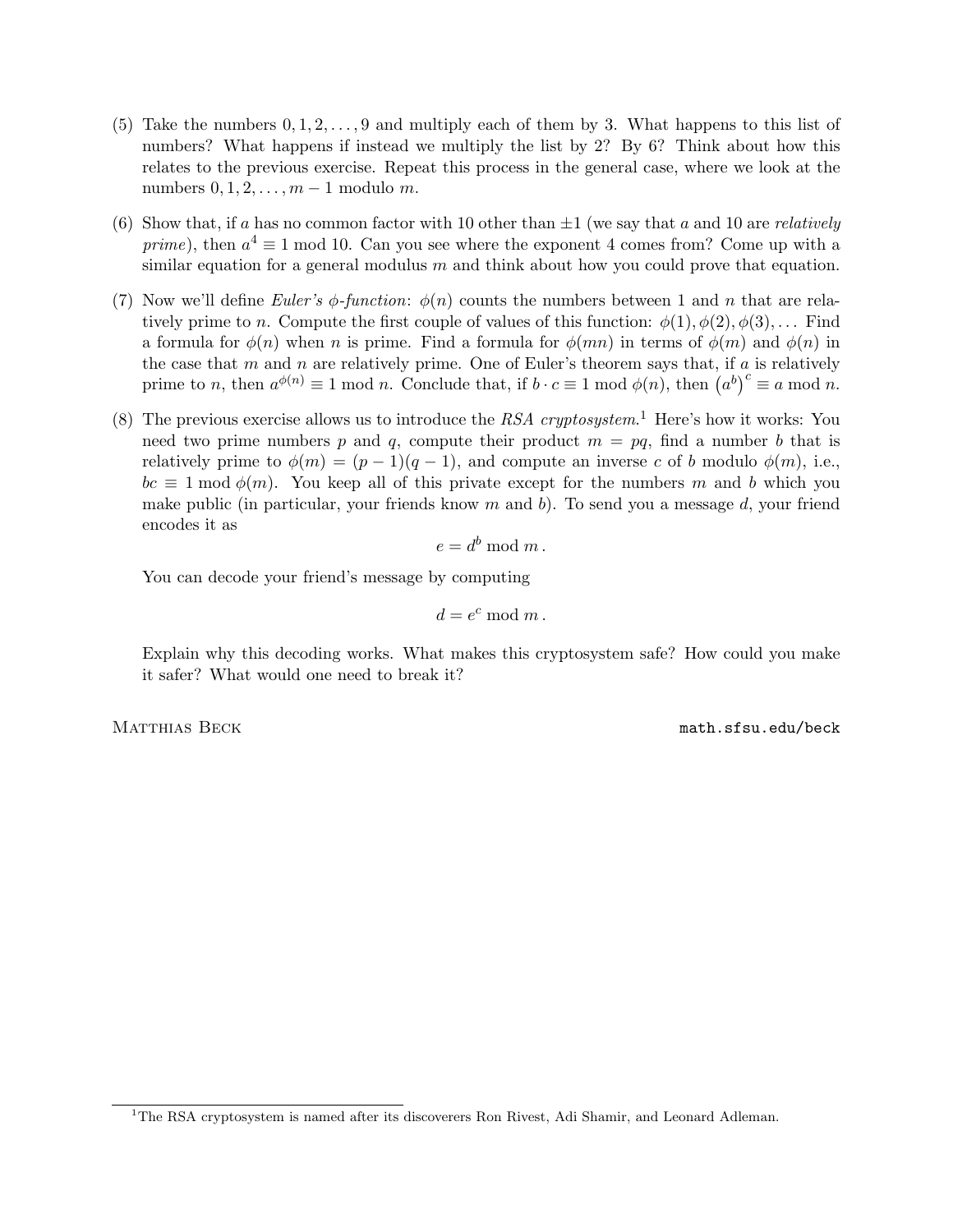(5) Take the numbers $0, 1, 2, \ldots, 9$ and multiply each of them by 3. What happens to this list of numbers? What happens if instead we multiply the list by 2? By 6? Think about how this relates to the previous exercise. Repeat this process in the general case, where we look at the numbers $0, 1, 2, \ldots, m-1$ modulo $m$.

(6) Show that, if $a$ has no common factor with 10 other than $\pm 1$ (we say that $a$ and 10 are *relatively prime*), then $a^4 \equiv 1 \bmod 10$. Can you see where the exponent 4 comes from? Come up with a similar equation for a general modulus $m$ and think about how you could prove that equation.

(7) Now we'll define *Euler's $\phi$-function*: $\phi(n)$ counts the numbers between 1 and $n$ that are relatively prime to $n$. Compute the first couple of values of this function: $\phi(1), \phi(2), \phi(3), \ldots$ Find a formula for $\phi(n)$ when $n$ is prime. Find a formula for $\phi(mn)$ in terms of $\phi(m)$ and $\phi(n)$ in the case that $m$ and $n$ are relatively prime. One of Euler's theorem says that, if $a$ is relatively prime to $n$, then $a^{\phi(n)} \equiv 1 \bmod n$. Conclude that, if $b \cdot c \equiv 1 \bmod \phi(n)$, then $\left(a^b\right)^c \equiv a \bmod n$.

(8) The previous exercise allows us to introduce the *RSA cryptosystem*.[1] Here's how it works: You need two prime numbers $p$ and $q$, compute their product $m = pq$, find a number $b$ that is relatively prime to $\phi(m) = (p-1)(q-1)$, and compute an inverse $c$ of $b$ modulo $\phi(m)$, i.e., $bc \equiv 1 \bmod \phi(m)$. You keep all of this private except for the numbers $m$ and $b$ which you make public (in particular, your friends know $m$ and $b$). To send you a message $d$, your friend encodes it as

$$e = d^b \bmod m\,.$$

You can decode your friend's message by computing

$$d = e^c \bmod m\,.$$

Explain why this decoding works. What makes this cryptosystem safe? How could you make it safer? What would one need to break it?

Matthias Beck                                                                 math.sfsu.edu/beck

[1] The RSA cryptosystem is named after its discoverers Ron Rivest, Adi Shamir, and Leonard Adleman.